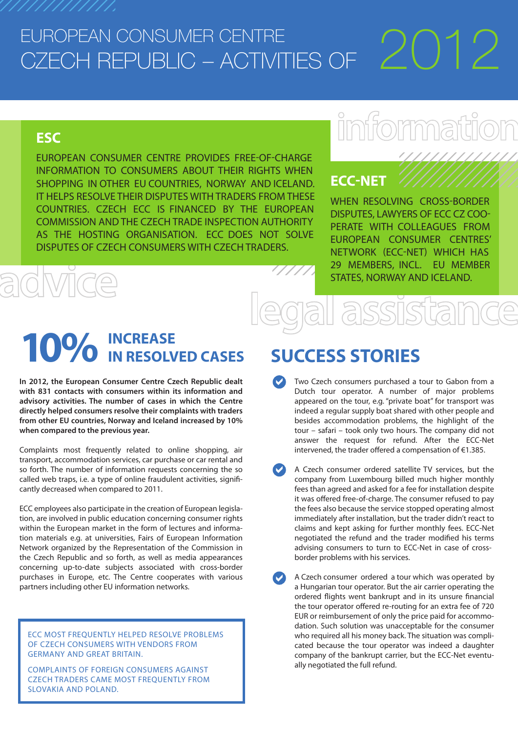# EUROPEAN CONSUMER CENTRE CZECH REPUBLIC – ACTIVITIES OF 2012

## ESC

EUROPEAN CONSUMER CENTRE PROVIDES FREE-OF-CHARGE INFORMATION TO CONSUMERS ABOUT THEIR RIGHTS WHEN SHOPPING IN OTHER EU COUNTRIES, NORWAY AND ICELAND. IT HELPS RESOLVE THEIR DISPUTES WITH TRADERS FROM THESE COUNTRIES. CZECH ECC IS FINANCED BY THE EUROPEAN COMMISSION AND THE CZECH TRADE INSPECTION AUTHORITY AS THE HOSTING ORGANISATION. ECC DOES NOT SOLVE DISPUTES OF CZECH CONSUMERS WITH CZECH TRADERS.

information

## ECC-NET

WHEN RESOLVING CROSS-BORDER DISPUTES, LAWYERS OF ECC CZ COOPERATE WITH COLLEAGUES FROM EUROPEAN CONSUMER CENTRES' NETWORK (ECC-NET) WHICH HAS 29 MEMBERS, INCL. EU MEMBER STATES, NORWAY AND ICELAND.

advice

legal assistance

## 10% INCREASE IN RESOLVED CASES

**In 2012, the European Consumer Centre Czech Republic dealt with 831 contacts with consumers within its information and advisory activities. The number of cases in which the Centre directly helped consumers resolve their complaints with traders from other EU countries, Norway and Iceland increased by 10% when compared to the previous year.**

Complaints most frequently related to online shopping, air transport, accommodation services, car purchase or car rental and so forth. The number of information requests concerning the so called web traps, i.e. a type of online fraudulent activities, significantly decreased when compared to 2011.

ECC employees also participate in the creation of European legislation, are involved in public education concerning consumer rights within the European market in the form of lectures and information materials e.g. at universities, Fairs of European Information Network organized by the Representation of the Commission in the Czech Republic and so forth, as well as media appearances concerning up-to-date subjects associated with cross-border purchases in Europe, etc. The Centre cooperates with various partners including other EU information networks.

> ECC MOST FREQUENTLY HELPED RESOLVE PROBLEMS OF CZECH CONSUMERS WITH VENDORS FROM GERMANY AND GREAT BRITAIN.
>
> COMPLAINTS OF FOREIGN CONSUMERS AGAINST CZECH TRADERS CAME MOST FREQUENTLY FROM SLOVAKIA AND POLAND.

## SUCCESS STORIES

- Two Czech consumers purchased a tour to Gabon from a Dutch tour operator. A number of major problems appeared on the tour, e.g. "private boat" for transport was indeed a regular supply boat shared with other people and besides accommodation problems, the highlight of the tour – safari – took only two hours. The company did not answer the request for refund. After the ECC-Net intervened, the trader offered a compensation of €1.385.

- A Czech consumer ordered satellite TV services, but the company from Luxembourg billed much higher monthly fees than agreed and asked for a fee for installation despite it was offered free-of-charge. The consumer refused to pay the fees also because the service stopped operating almost immediately after installation, but the trader didn't react to claims and kept asking for further monthly fees. ECC-Net negotiated the refund and the trader modified his terms advising consumers to turn to ECC-Net in case of cross-border problems with his services.

- A Czech consumer ordered a tour which was operated by a Hungarian tour operator. But the air carrier operating the ordered flights went bankrupt and in its unsure financial the tour operator offered re-routing for an extra fee of 720 EUR or reimbursement of only the price paid for accommodation. Such solution was unacceptable for the consumer who required all his money back. The situation was complicated because the tour operator was indeed a daughter company of the bankrupt carrier, but the ECC-Net eventually negotiated the full refund.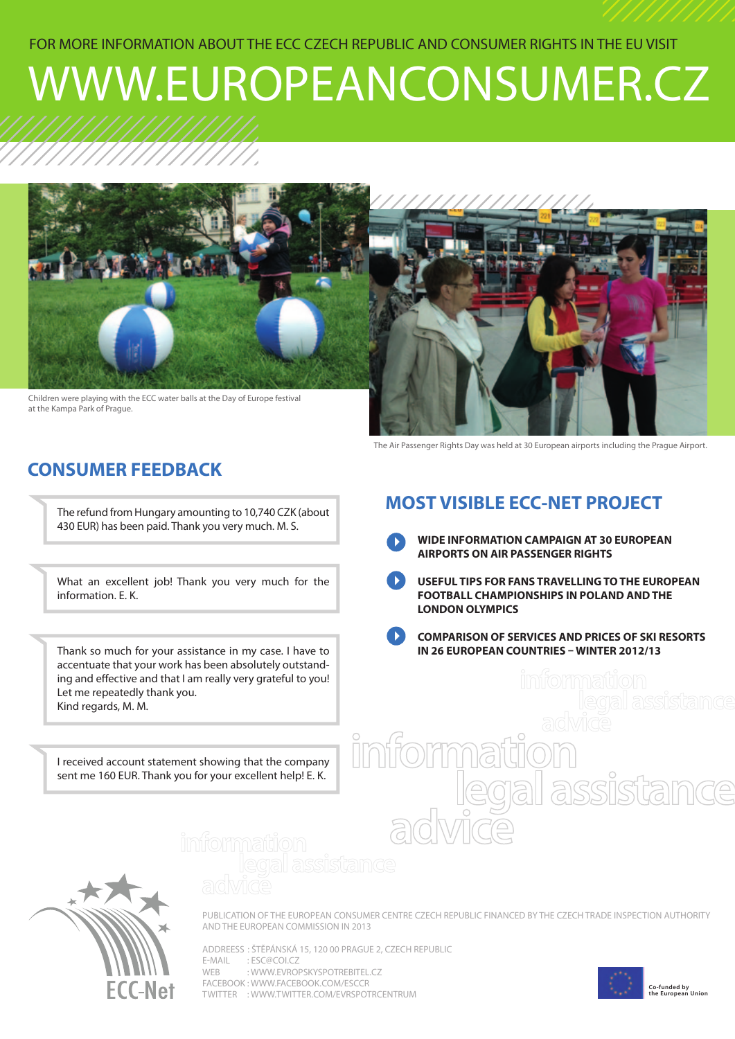FOR MORE INFORMATION ABOUT THE ECC CZECH REPUBLIC AND CONSUMER RIGHTS IN THE EU VISIT

# WWW.EUROPEANCONSUMER.CZ

Children were playing with the ECC water balls at the Day of Europe festival at the Kampa Park of Prague.

The Air Passenger Rights Day was held at 30 European airports including the Prague Airport.

## CONSUMER FEEDBACK

The refund from Hungary amounting to 10,740 CZK (about 430 EUR) has been paid. Thank you very much. M. S.

What an excellent job! Thank you very much for the information. E. K.

Thank so much for your assistance in my case. I have to accentuate that your work has been absolutely outstanding and effective and that I am really very grateful to you! Let me repeatedly thank you.
Kind regards, M. M.

I received account statement showing that the company sent me 160 EUR. Thank you for your excellent help! E. K.

## MOST VISIBLE ECC-NET PROJECT

- **WIDE INFORMATION CAMPAIGN AT 30 EUROPEAN AIRPORTS ON AIR PASSENGER RIGHTS**
- **USEFUL TIPS FOR FANS TRAVELLING TO THE EUROPEAN FOOTBALL CHAMPIONSHIPS IN POLAND AND THE LONDON OLYMPICS**
- **COMPARISON OF SERVICES AND PRICES OF SKI RESORTS IN 26 EUROPEAN COUNTRIES – WINTER 2012/13**

information
legal assistance
advice

ECC-Net

PUBLICATION OF THE EUROPEAN CONSUMER CENTRE CZECH REPUBLIC FINANCED BY THE CZECH TRADE INSPECTION AUTHORITY AND THE EUROPEAN COMMISSION IN 2013

ADDREESS : ŠTĚPÁNSKÁ 15, 120 00 PRAGUE 2, CZECH REPUBLIC
E-MAIL : ESC@COI.CZ
WEB : WWW.EVROPSKYSPOTREBITEL.CZ
FACEBOOK : WWW.FACEBOOK.COM/ESCCR
TWITTER : WWW.TWITTER.COM/EVRSPOTRCENTRUM

Co-funded by the European Union